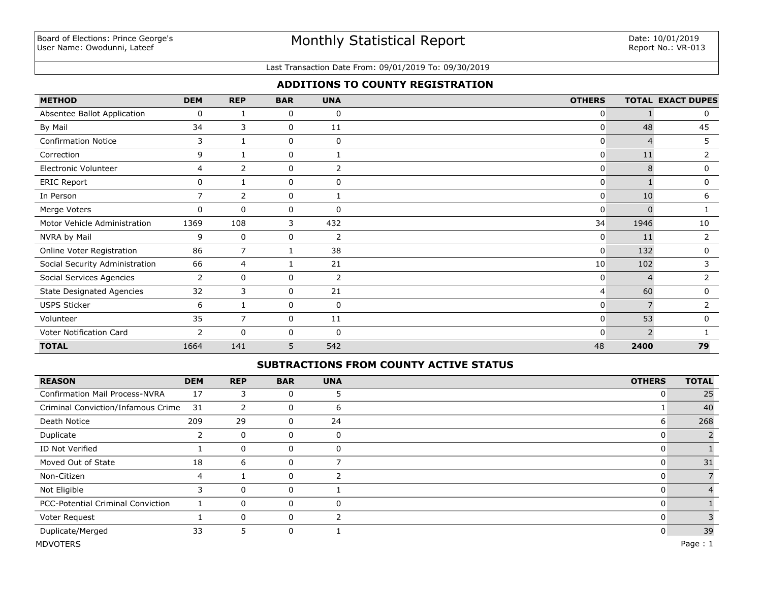Board of Elections: Prince George's
User Name: Owodunni, Lateef

# Monthly Statistical Report

Date: 10/01/2019
Report No.: VR-013

Last Transaction Date From: 09/01/2019 To: 09/30/2019

## ADDITIONS TO COUNTY REGISTRATION

| METHOD | DEM | REP | BAR | UNA | OTHERS | TOTAL | EXACT DUPES |
|---|---|---|---|---|---|---|---|
| Absentee Ballot Application | 0 | 1 | 0 | 0 | 0 | 1 | 0 |
| By Mail | 34 | 3 | 0 | 11 | 0 | 48 | 45 |
| Confirmation Notice | 3 | 1 | 0 | 0 | 0 | 4 | 5 |
| Correction | 9 | 1 | 0 | 1 | 0 | 11 | 2 |
| Electronic Volunteer | 4 | 2 | 0 | 2 | 0 | 8 | 0 |
| ERIC Report | 0 | 1 | 0 | 0 | 0 | 1 | 0 |
| In Person | 7 | 2 | 0 | 1 | 0 | 10 | 6 |
| Merge Voters | 0 | 0 | 0 | 0 | 0 | 0 | 1 |
| Motor Vehicle Administration | 1369 | 108 | 3 | 432 | 34 | 1946 | 10 |
| NVRA by Mail | 9 | 0 | 0 | 2 | 0 | 11 | 2 |
| Online Voter Registration | 86 | 7 | 1 | 38 | 0 | 132 | 0 |
| Social Security Administration | 66 | 4 | 1 | 21 | 10 | 102 | 3 |
| Social Services Agencies | 2 | 0 | 0 | 2 | 0 | 4 | 2 |
| State Designated Agencies | 32 | 3 | 0 | 21 | 4 | 60 | 0 |
| USPS Sticker | 6 | 1 | 0 | 0 | 0 | 7 | 2 |
| Volunteer | 35 | 7 | 0 | 11 | 0 | 53 | 0 |
| Voter Notification Card | 2 | 0 | 0 | 0 | 0 | 2 | 1 |
| **TOTAL** | 1664 | 141 | 5 | 542 | 48 | **2400** | **79** |

## SUBTRACTIONS FROM COUNTY ACTIVE STATUS

| REASON | DEM | REP | BAR | UNA | OTHERS | TOTAL |
|---|---|---|---|---|---|---|
| Confirmation Mail Process-NVRA | 17 | 3 | 0 | 5 | 0 | 25 |
| Criminal Conviction/Infamous Crime | 31 | 2 | 0 | 6 | 1 | 40 |
| Death Notice | 209 | 29 | 0 | 24 | 6 | 268 |
| Duplicate | 2 | 0 | 0 | 0 | 0 | 2 |
| ID Not Verified | 1 | 0 | 0 | 0 | 0 | 1 |
| Moved Out of State | 18 | 6 | 0 | 7 | 0 | 31 |
| Non-Citizen | 4 | 1 | 0 | 2 | 0 | 7 |
| Not Eligible | 3 | 0 | 0 | 1 | 0 | 4 |
| PCC-Potential Criminal Conviction | 1 | 0 | 0 | 0 | 0 | 1 |
| Voter Request | 1 | 0 | 0 | 2 | 0 | 3 |
| Duplicate/Merged | 33 | 5 | 0 | 1 | 0 | 39 |

MDVOTERS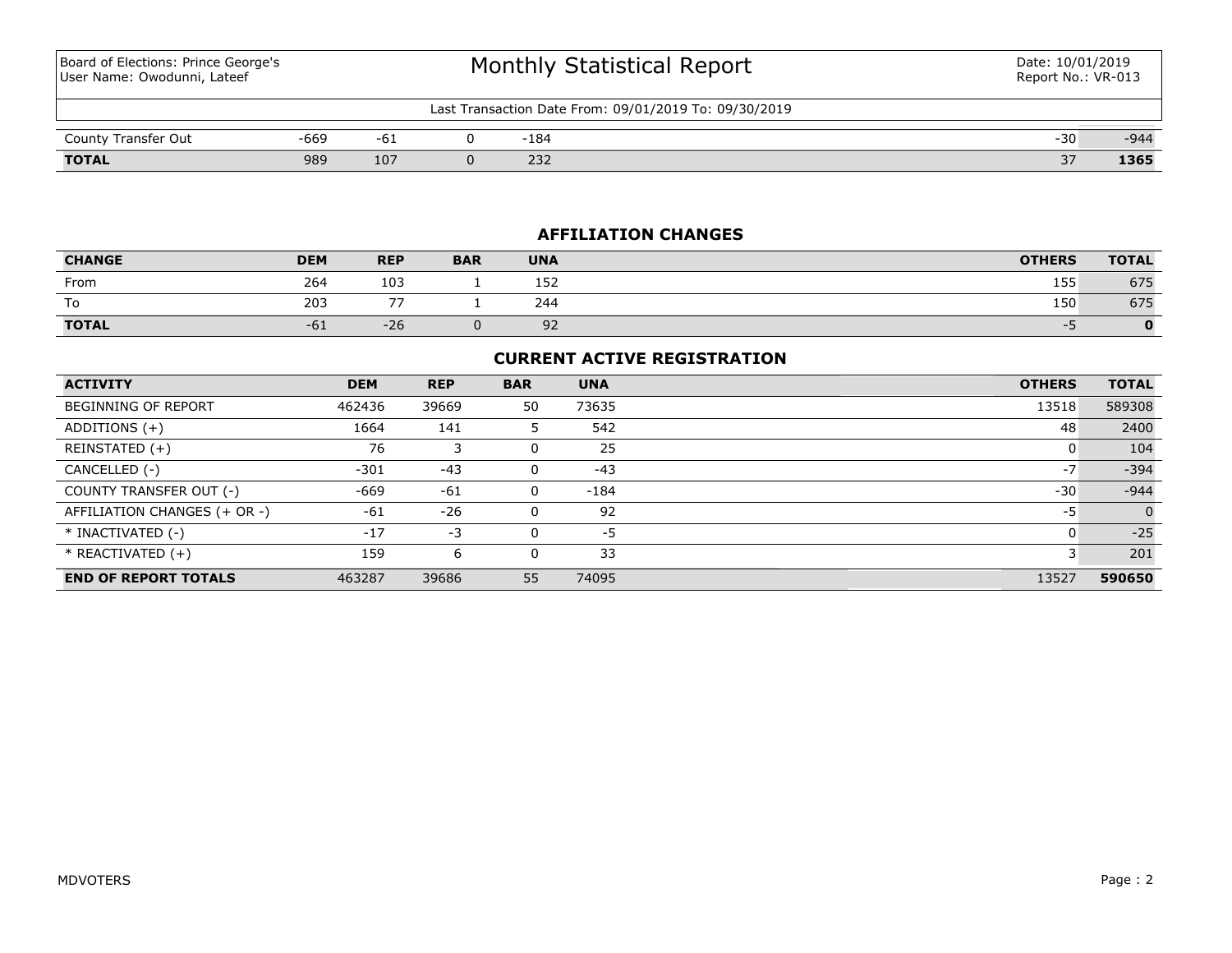Board of Elections: Prince George's
User Name: Owodunni, Lateef

# Monthly Statistical Report

Date: 10/01/2019
Report No.: VR-013

Last Transaction Date From: 09/01/2019 To: 09/30/2019

| | DEM | REP | BAR | UNA | OTHERS | TOTAL |
|---|---|---|---|---|---|---|
| County Transfer Out | -669 | -61 | 0 | -184 | -30 | -944 |
| **TOTAL** | 989 | 107 | 0 | 232 | 37 | **1365** |

## AFFILIATION CHANGES

| CHANGE | DEM | REP | BAR | UNA | OTHERS | TOTAL |
|---|---|---|---|---|---|---|
| From | 264 | 103 | 1 | 152 | 155 | 675 |
| To | 203 | 77 | 1 | 244 | 150 | 675 |
| **TOTAL** | -61 | -26 | 0 | 92 | -5 | **0** |

## CURRENT ACTIVE REGISTRATION

| ACTIVITY | DEM | REP | BAR | UNA | OTHERS | TOTAL |
|---|---|---|---|---|---|---|
| BEGINNING OF REPORT | 462436 | 39669 | 50 | 73635 | 13518 | 589308 |
| ADDITIONS (+) | 1664 | 141 | 5 | 542 | 48 | 2400 |
| REINSTATED (+) | 76 | 3 | 0 | 25 | 0 | 104 |
| CANCELLED (-) | -301 | -43 | 0 | -43 | -7 | -394 |
| COUNTY TRANSFER OUT (-) | -669 | -61 | 0 | -184 | -30 | -944 |
| AFFILIATION CHANGES (+ OR -) | -61 | -26 | 0 | 92 | -5 | 0 |
| * INACTIVATED (-) | -17 | -3 | 0 | -5 | 0 | -25 |
| * REACTIVATED (+) | 159 | 6 | 0 | 33 | 3 | 201 |
| **END OF REPORT TOTALS** | 463287 | 39686 | 55 | 74095 | 13527 | **590650** |

MDVOTERS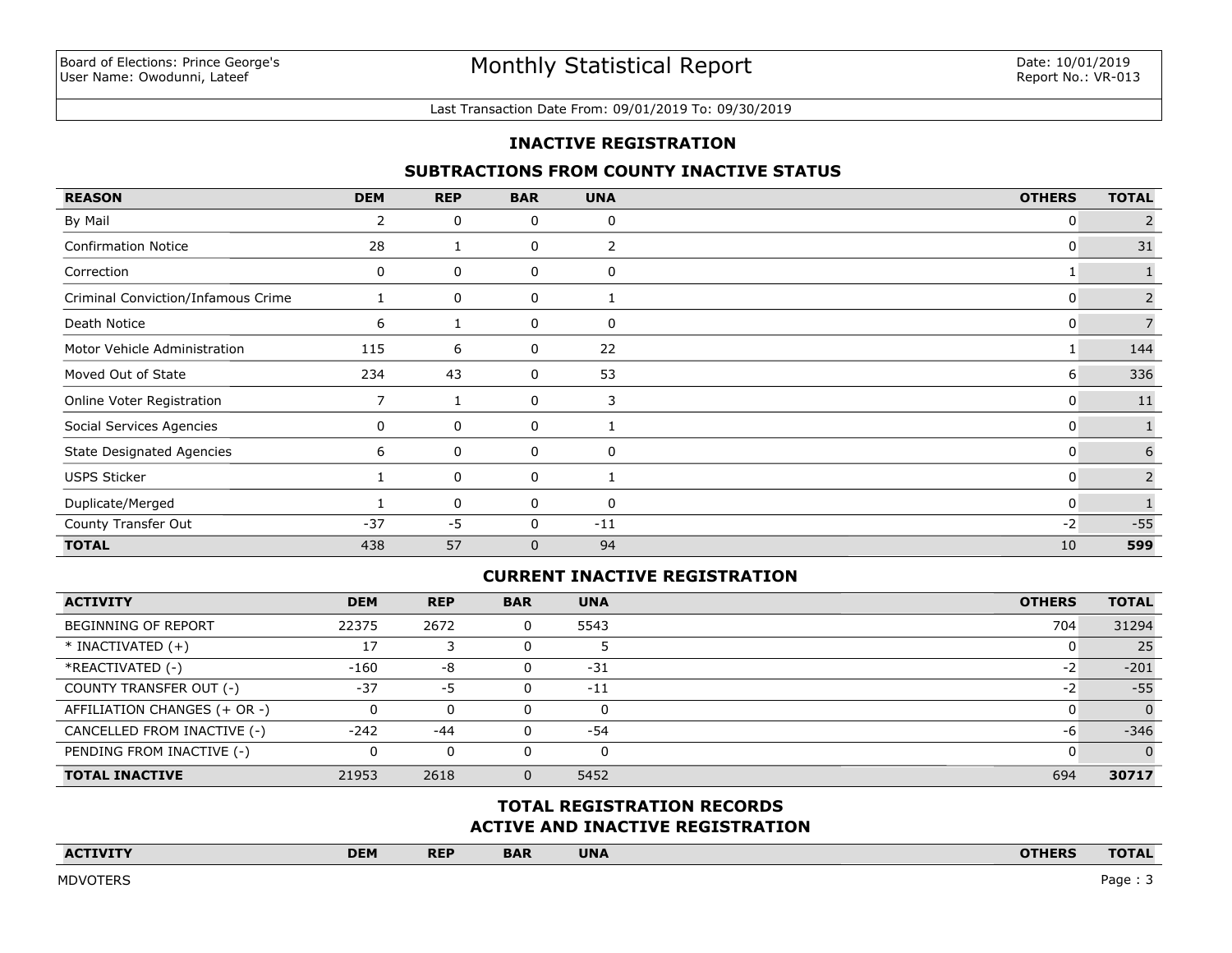Board of Elections: Prince George's
User Name: Owodunni, Lateef

# Monthly Statistical Report

Date: 10/01/2019
Report No.: VR-013

Last Transaction Date From: 09/01/2019 To: 09/30/2019

## INACTIVE REGISTRATION

### SUBTRACTIONS FROM COUNTY INACTIVE STATUS

| REASON | DEM | REP | BAR | UNA | OTHERS | TOTAL |
|---|---|---|---|---|---|---|
| By Mail | 2 | 0 | 0 | 0 | 0 | 2 |
| Confirmation Notice | 28 | 1 | 0 | 2 | 0 | 31 |
| Correction | 0 | 0 | 0 | 0 | 1 | 1 |
| Criminal Conviction/Infamous Crime | 1 | 0 | 0 | 1 | 0 | 2 |
| Death Notice | 6 | 1 | 0 | 0 | 0 | 7 |
| Motor Vehicle Administration | 115 | 6 | 0 | 22 | 1 | 144 |
| Moved Out of State | 234 | 43 | 0 | 53 | 6 | 336 |
| Online Voter Registration | 7 | 1 | 0 | 3 | 0 | 11 |
| Social Services Agencies | 0 | 0 | 0 | 1 | 0 | 1 |
| State Designated Agencies | 6 | 0 | 0 | 0 | 0 | 6 |
| USPS Sticker | 1 | 0 | 0 | 1 | 0 | 2 |
| Duplicate/Merged | 1 | 0 | 0 | 0 | 0 | 1 |
| County Transfer Out | -37 | -5 | 0 | -11 | -2 | -55 |
| **TOTAL** | 438 | 57 | 0 | 94 | 10 | **599** |

### CURRENT INACTIVE REGISTRATION

| ACTIVITY | DEM | REP | BAR | UNA | OTHERS | TOTAL |
|---|---|---|---|---|---|---|
| BEGINNING OF REPORT | 22375 | 2672 | 0 | 5543 | 704 | 31294 |
| * INACTIVATED (+) | 17 | 3 | 0 | 5 | 0 | 25 |
| *REACTIVATED (-) | -160 | -8 | 0 | -31 | -2 | -201 |
| COUNTY TRANSFER OUT (-) | -37 | -5 | 0 | -11 | -2 | -55 |
| AFFILIATION CHANGES (+ OR -) | 0 | 0 | 0 | 0 | 0 | 0 |
| CANCELLED FROM INACTIVE (-) | -242 | -44 | 0 | -54 | -6 | -346 |
| PENDING FROM INACTIVE (-) | 0 | 0 | 0 | 0 | 0 | 0 |
| **TOTAL INACTIVE** | 21953 | 2618 | 0 | 5452 | 694 | **30717** |

### TOTAL REGISTRATION RECORDS
### ACTIVE AND INACTIVE REGISTRATION

| ACTIVITY | DEM | REP | BAR | UNA | OTHERS | TOTAL |
|---|---|---|---|---|---|---|

MDVOTERS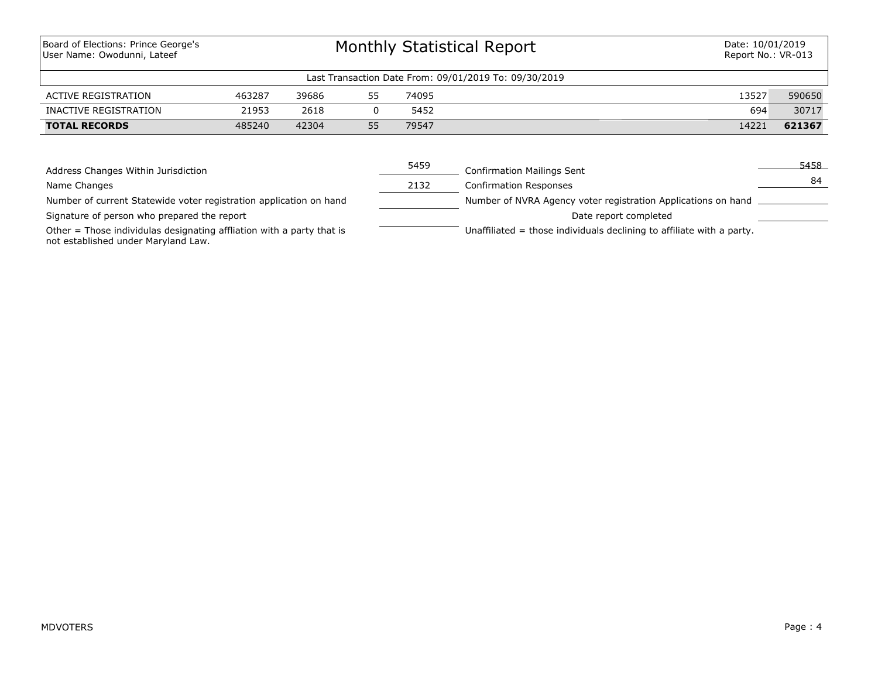Board of Elections: Prince George's
User Name: Owodunni, Lateef

# Monthly Statistical Report

Date: 10/01/2019
Report No.: VR-013

Last Transaction Date From: 09/01/2019 To: 09/30/2019

| | | | | | | |
|---|---|---|---|---|---|---|
| ACTIVE REGISTRATION | 463287 | 39686 | 55 | 74095 | 13527 | 590650 |
| INACTIVE REGISTRATION | 21953 | 2618 | 0 | 5452 | 694 | 30717 |
| **TOTAL RECORDS** | 485240 | 42304 | 55 | 79547 | 14221 | **621367** |

| | | | |
|---|---|---|---|
| Address Changes Within Jurisdiction | 5459 | Confirmation Mailings Sent | 5458 |
| Name Changes | 2132 | Confirmation Responses | 84 |
| Number of current Statewide voter registration application on hand | | Number of NVRA Agency voter registration Applications on hand | |
| Signature of person who prepared the report | | Date report completed | |

Other = Those individulas designating affliation with a party that is not established under Maryland Law.

Unaffiliated = those individuals declining to affiliate with a party.

MDVOTERS